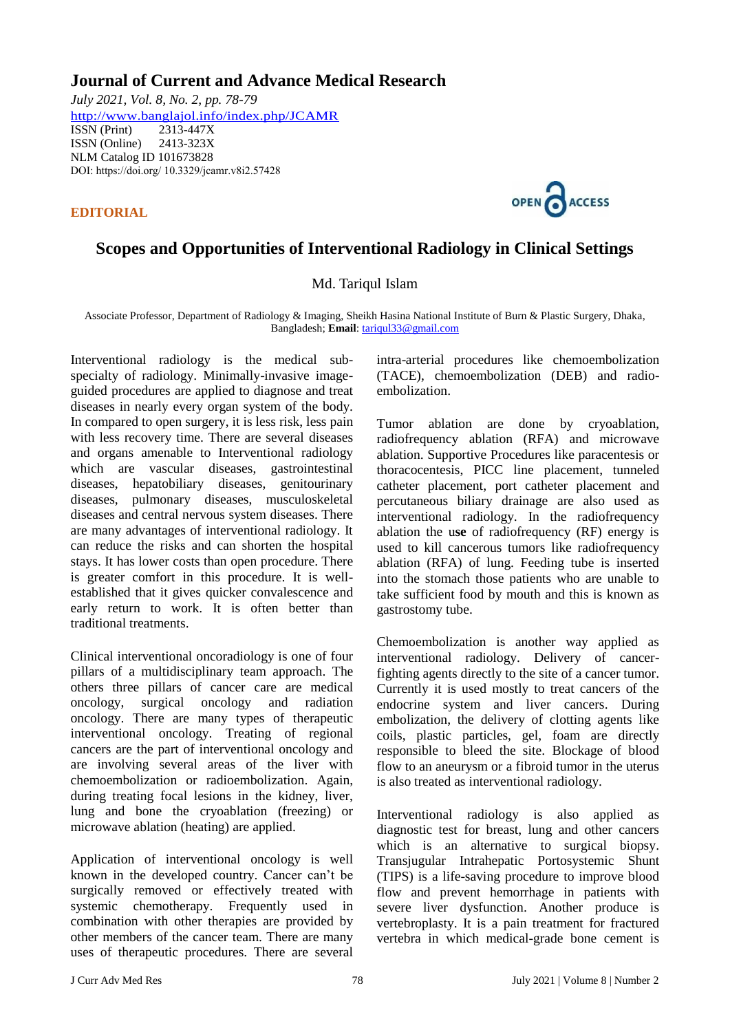# Journal of Current and Advance Medical Research

*July 2021, Vol. 8, No. 2, pp. 78-79*
http://www.banglajol.info/index.php/JCAMR
ISSN (Print) 2313-447X
ISSN (Online) 2413-323X
NLM Catalog ID 101673828
DOI: https://doi.org/ 10.3329/jcamr.v8i2.57428

**EDITORIAL**

OPEN ACCESS

## Scopes and Opportunities of Interventional Radiology in Clinical Settings

Md. Tariqul Islam

Associate Professor, Department of Radiology & Imaging, Sheikh Hasina National Institute of Burn & Plastic Surgery, Dhaka, Bangladesh; **Email**: tariqul33@gmail.com

Interventional radiology is the medical sub-specialty of radiology. Minimally-invasive image-guided procedures are applied to diagnose and treat diseases in nearly every organ system of the body. In compared to open surgery, it is less risk, less pain with less recovery time. There are several diseases and organs amenable to Interventional radiology which are vascular diseases, gastrointestinal diseases, hepatobiliary diseases, genitourinary diseases, pulmonary diseases, musculoskeletal diseases and central nervous system diseases. There are many advantages of interventional radiology. It can reduce the risks and can shorten the hospital stays. It has lower costs than open procedure. There is greater comfort in this procedure. It is well-established that it gives quicker convalescence and early return to work. It is often better than traditional treatments.

Clinical interventional oncoradiology is one of four pillars of a multidisciplinary team approach. The others three pillars of cancer care are medical oncology, surgical oncology and radiation oncology. There are many types of therapeutic interventional oncology. Treating of regional cancers are the part of interventional oncology and are involving several areas of the liver with chemoembolization or radioembolization. Again, during treating focal lesions in the kidney, liver, lung and bone the cryoablation (freezing) or microwave ablation (heating) are applied.

Application of interventional oncology is well known in the developed country. Cancer can't be surgically removed or effectively treated with systemic chemotherapy. Frequently used in combination with other therapies are provided by other members of the cancer team. There are many uses of therapeutic procedures. There are several intra-arterial procedures like chemoembolization (TACE), chemoembolization (DEB) and radio-embolization.

Tumor ablation are done by cryoablation, radiofrequency ablation (RFA) and microwave ablation. Supportive Procedures like paracentesis or thoracocentesis, PICC line placement, tunneled catheter placement, port catheter placement and percutaneous biliary drainage are also used as interventional radiology. In the radiofrequency ablation the u**se** of radiofrequency (RF) energy is used to kill cancerous tumors like radiofrequency ablation (RFA) of lung. Feeding tube is inserted into the stomach those patients who are unable to take sufficient food by mouth and this is known as gastrostomy tube.

Chemoembolization is another way applied as interventional radiology. Delivery of cancer-fighting agents directly to the site of a cancer tumor. Currently it is used mostly to treat cancers of the endocrine system and liver cancers. During embolization, the delivery of clotting agents like coils, plastic particles, gel, foam are directly responsible to bleed the site. Blockage of blood flow to an aneurysm or a fibroid tumor in the uterus is also treated as interventional radiology.

Interventional radiology is also applied as diagnostic test for breast, lung and other cancers which is an alternative to surgical biopsy. Transjugular Intrahepatic Portosystemic Shunt (TIPS) is a life-saving procedure to improve blood flow and prevent hemorrhage in patients with severe liver dysfunction. Another produce is vertebroplasty. It is a pain treatment for fractured vertebra in which medical-grade bone cement is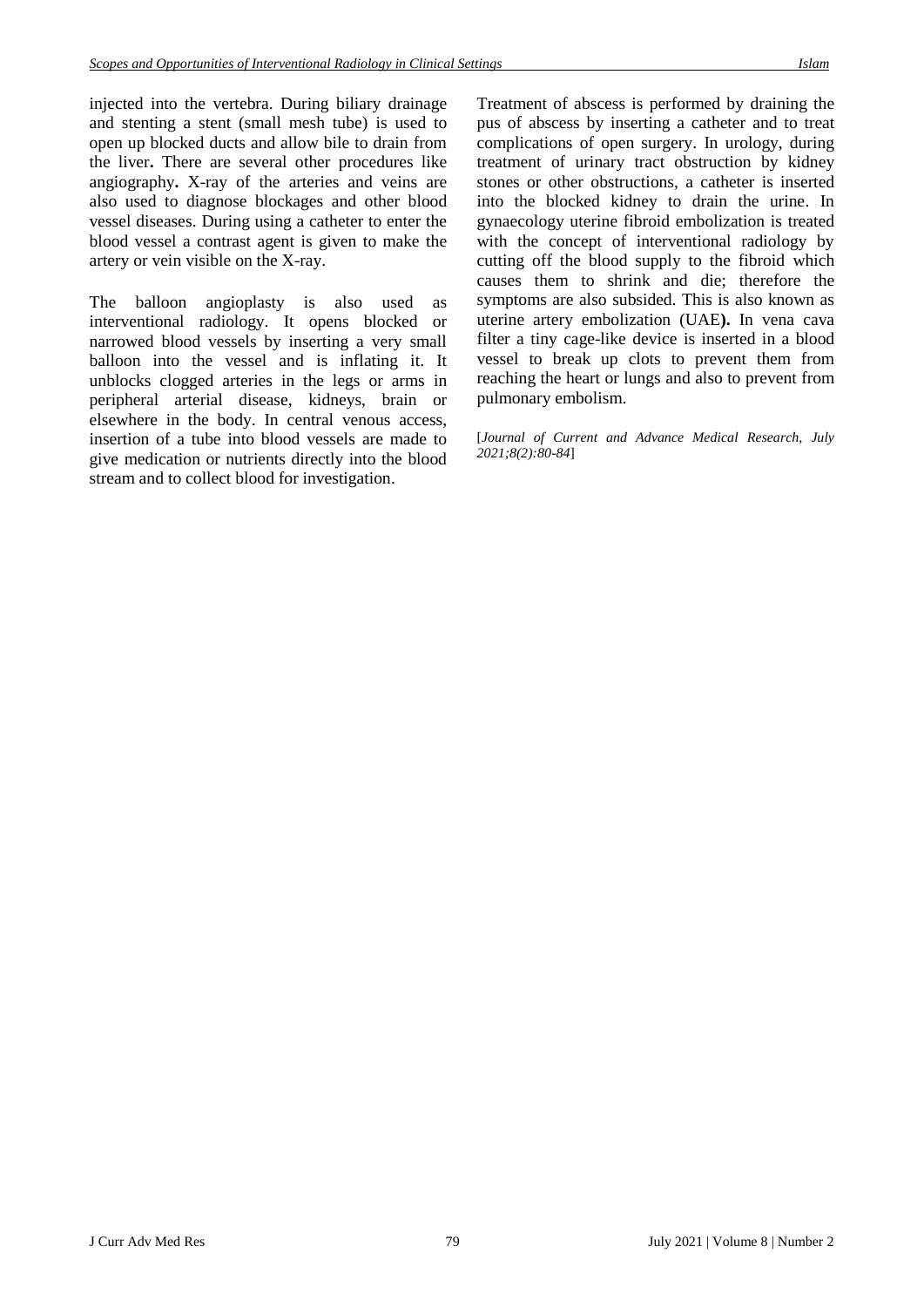injected into the vertebra. During biliary drainage and stenting a stent (small mesh tube) is used to open up blocked ducts and allow bile to drain from the liver**.** There are several other procedures like angiography**.** X-ray of the arteries and veins are also used to diagnose blockages and other blood vessel diseases. During using a catheter to enter the blood vessel a contrast agent is given to make the artery or vein visible on the X-ray.

The balloon angioplasty is also used as interventional radiology. It opens blocked or narrowed blood vessels by inserting a very small balloon into the vessel and is inflating it. It unblocks clogged arteries in the legs or arms in peripheral arterial disease, kidneys, brain or elsewhere in the body. In central venous access, insertion of a tube into blood vessels are made to give medication or nutrients directly into the blood stream and to collect blood for investigation.

Treatment of abscess is performed by draining the pus of abscess by inserting a catheter and to treat complications of open surgery. In urology, during treatment of urinary tract obstruction by kidney stones or other obstructions, a catheter is inserted into the blocked kidney to drain the urine. In gynaecology uterine fibroid embolization is treated with the concept of interventional radiology by cutting off the blood supply to the fibroid which causes them to shrink and die; therefore the symptoms are also subsided. This is also known as uterine artery embolization (UAE**).** In vena cava filter a tiny cage-like device is inserted in a blood vessel to break up clots to prevent them from reaching the heart or lungs and also to prevent from pulmonary embolism.

[*Journal of Current and Advance Medical Research, July 2021;8(2):80-84*]